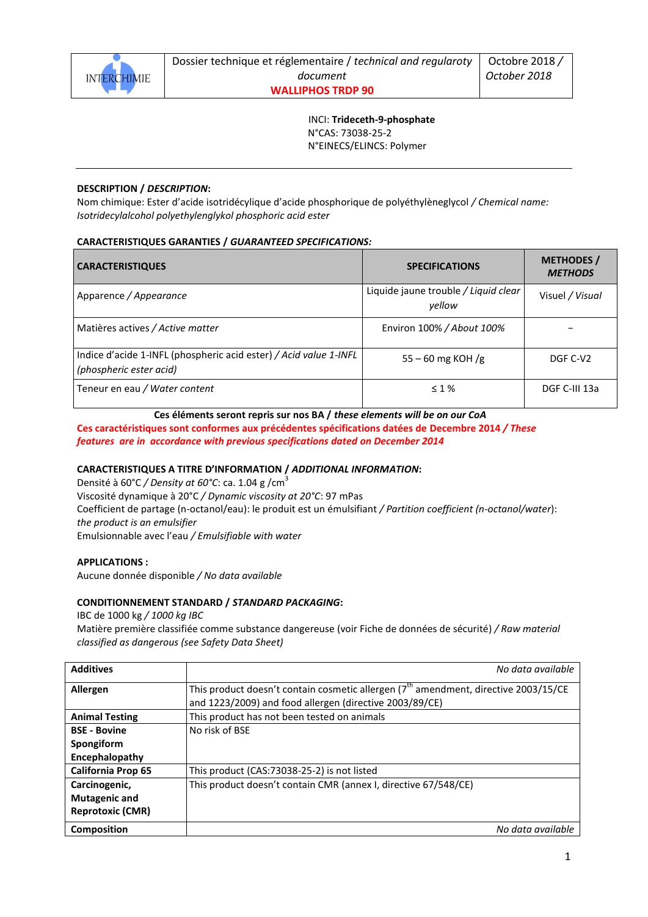| INTERCHIMIE | Dossier technique et réglementaire / *technical and regularoty document* **WALLIPHOS TRDP 90** | Octobre 2018 / *October 2018* |
|---|---|---|

INCI: **Trideceth-9-phosphate**
N°CAS: 73038-25-2
N°EINECS/ELINCS: Polymer

---

**DESCRIPTION / *DESCRIPTION*:**
Nom chimique: Ester d'acide isotridécylique d'acide phosphorique de polyéthylèneglycol / *Chemical name: Isotridecylalcohol polyethylenglykol phosphoric acid ester*

**CARACTERISTIQUES GARANTIES / *GUARANTEED SPECIFICATIONS:***

| CARACTERISTIQUES | SPECIFICATIONS | METHODES / *METHODS* |
|---|---|---|
| Apparence / *Appearance* | Liquide jaune trouble / *Liquid clear yellow* | Visuel / *Visual* |
| Matières actives / *Active matter* | Environ 100% / *About 100%* | – |
| Indice d'acide 1-INFL (phospheric acid ester) / *Acid value 1-INFL (phospheric ester acid)* | 55 – 60 mg KOH /g | DGF C-V2 |
| Teneur en eau / *Water content* | ≤ 1 % | DGF C-III 13a |

**Ces éléments seront repris sur nos BA / *these elements will be on our CoA***
**Ces caractéristiques sont conformes aux précédentes spécifications datées de Decembre 2014 / *These features are in accordance with previous specifications dated on December 2014***

**CARACTERISTIQUES A TITRE D'INFORMATION / *ADDITIONAL INFORMATION*:**
Densité à 60°C / *Density at 60°C*: ca. 1.04 g /$cm^3$
Viscosité dynamique à 20°C / *Dynamic viscosity at 20°C*: 97 mPas
Coefficient de partage (n-octanol/eau): le produit est un émulsifiant / *Partition coefficient (n-octanol/water)*: *the product is an emulsifier*
Emulsionnable avec l'eau / *Emulsifiable with water*

**APPLICATIONS :**
Aucune donnée disponible / *No data available*

**CONDITIONNEMENT STANDARD / *STANDARD PACKAGING*:**
IBC de 1000 kg / *1000 kg IBC*
Matière première classifiée comme substance dangereuse (voir Fiche de données de sécurité) / *Raw material classified as dangerous (see Safety Data Sheet)*

| | |
|---|---|
| **Additives** | *No data available* |
| **Allergen** | This product doesn't contain cosmetic allergen (7th amendment, directive 2003/15/CE and 1223/2009) and food allergen (directive 2003/89/CE) |
| **Animal Testing** | This product has not been tested on animals |
| **BSE - Bovine Spongiform Encephalopathy** | No risk of BSE |
| **California Prop 65** | This product (CAS:73038-25-2) is not listed |
| **Carcinogenic, Mutagenic and Reprotoxic (CMR)** | This product doesn't contain CMR (annex I, directive 67/548/CE) |
| **Composition** | *No data available* |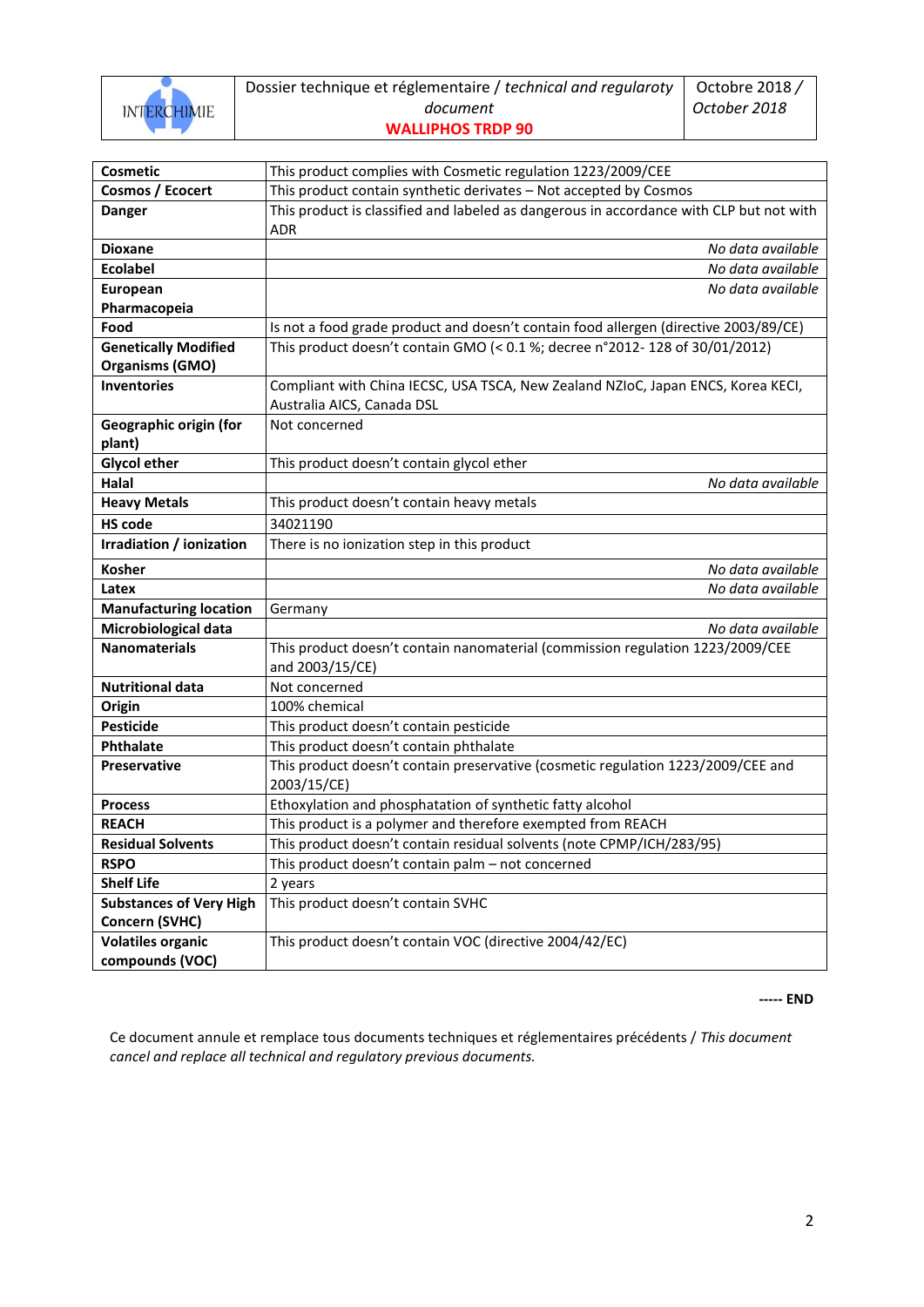| INTERCHIMIE | Dossier technique et réglementaire / *technical and regularoty document* **WALLIPHOS TRDP 90** | Octobre 2018 / *October 2018* |
|---|---|---|

| | |
|---|---|
| **Cosmetic** | This product complies with Cosmetic regulation 1223/2009/CEE |
| **Cosmos / Ecocert** | This product contain synthetic derivates – Not accepted by Cosmos |
| **Danger** | This product is classified and labeled as dangerous in accordance with CLP but not with ADR |
| **Dioxane** | *No data available* |
| **Ecolabel** | *No data available* |
| **European Pharmacopeia** | *No data available* |
| **Food** | Is not a food grade product and doesn't contain food allergen (directive 2003/89/CE) |
| **Genetically Modified Organisms (GMO)** | This product doesn't contain GMO (< 0.1 %; decree n°2012- 128 of 30/01/2012) |
| **Inventories** | Compliant with China IECSC, USA TSCA, New Zealand NZIoC, Japan ENCS, Korea KECI, Australia AICS, Canada DSL |
| **Geographic origin (for plant)** | Not concerned |
| **Glycol ether** | This product doesn't contain glycol ether |
| **Halal** | *No data available* |
| **Heavy Metals** | This product doesn't contain heavy metals |
| **HS code** | 34021190 |
| **Irradiation / ionization** | There is no ionization step in this product |
| **Kosher** | *No data available* |
| **Latex** | *No data available* |
| **Manufacturing location** | Germany |
| **Microbiological data** | *No data available* |
| **Nanomaterials** | This product doesn't contain nanomaterial (commission regulation 1223/2009/CEE and 2003/15/CE) |
| **Nutritional data** | Not concerned |
| **Origin** | 100% chemical |
| **Pesticide** | This product doesn't contain pesticide |
| **Phthalate** | This product doesn't contain phthalate |
| **Preservative** | This product doesn't contain preservative (cosmetic regulation 1223/2009/CEE and 2003/15/CE) |
| **Process** | Ethoxylation and phosphatation of synthetic fatty alcohol |
| **REACH** | This product is a polymer and therefore exempted from REACH |
| **Residual Solvents** | This product doesn't contain residual solvents (note CPMP/ICH/283/95) |
| **RSPO** | This product doesn't contain palm – not concerned |
| **Shelf Life** | 2 years |
| **Substances of Very High Concern (SVHC)** | This product doesn't contain SVHC |
| **Volatiles organic compounds (VOC)** | This product doesn't contain VOC (directive 2004/42/EC) |

**----- END**

Ce document annule et remplace tous documents techniques et réglementaires précédents / *This document cancel and replace all technical and regulatory previous documents.*